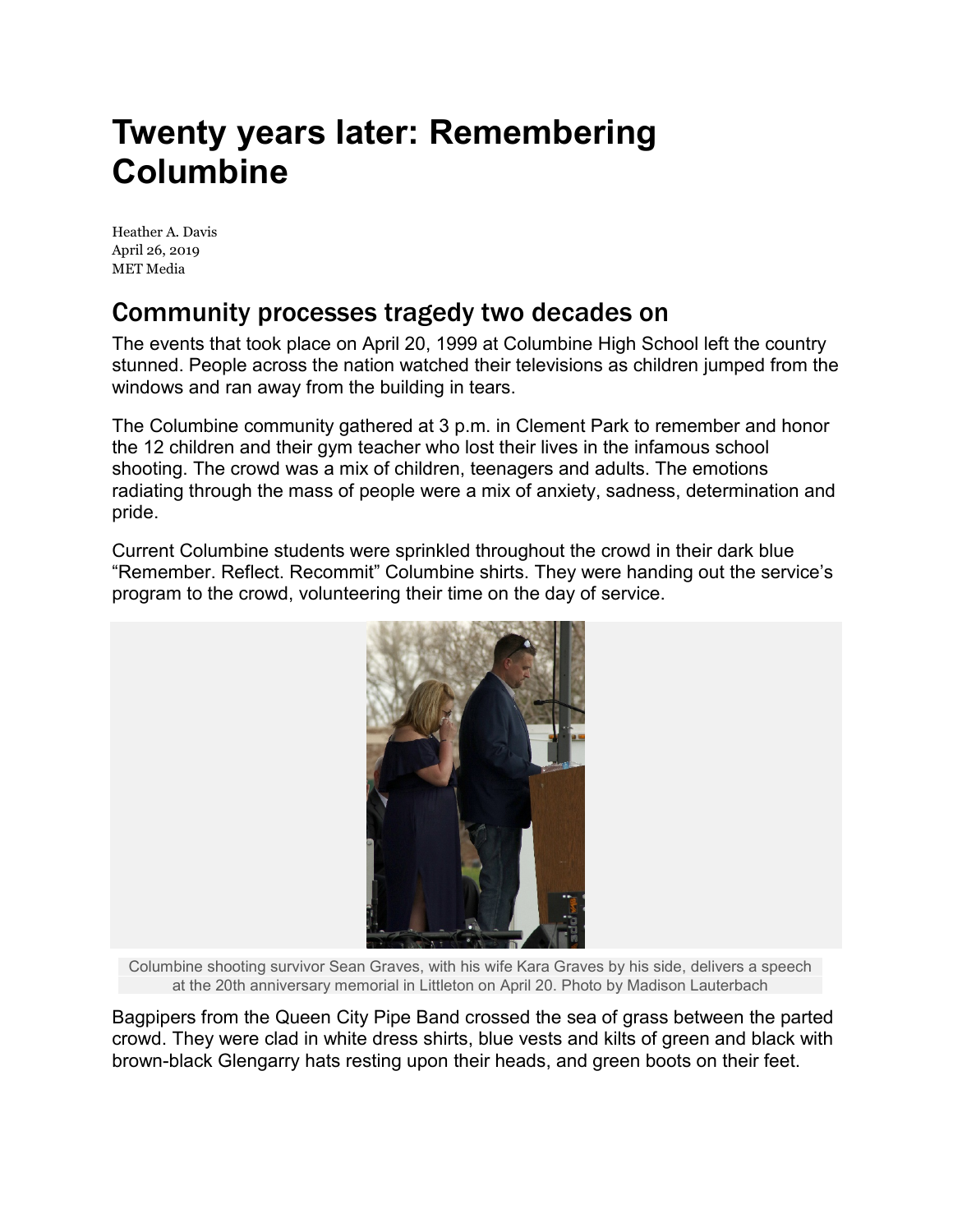# Twenty years later: Remembering Columbine

Heather A. Davis
April 26, 2019
MET Media

## Community processes tragedy two decades on

The events that took place on April 20, 1999 at Columbine High School left the country stunned. People across the nation watched their televisions as children jumped from the windows and ran away from the building in tears.

The Columbine community gathered at 3 p.m. in Clement Park to remember and honor the 12 children and their gym teacher who lost their lives in the infamous school shooting. The crowd was a mix of children, teenagers and adults. The emotions radiating through the mass of people were a mix of anxiety, sadness, determination and pride.

Current Columbine students were sprinkled throughout the crowd in their dark blue "Remember. Reflect. Recommit" Columbine shirts. They were handing out the service's program to the crowd, volunteering their time on the day of service.

Columbine shooting survivor Sean Graves, with his wife Kara Graves by his side, delivers a speech at the 20th anniversary memorial in Littleton on April 20. Photo by Madison Lauterbach

Bagpipers from the Queen City Pipe Band crossed the sea of grass between the parted crowd. They were clad in white dress shirts, blue vests and kilts of green and black with brown-black Glengarry hats resting upon their heads, and green boots on their feet.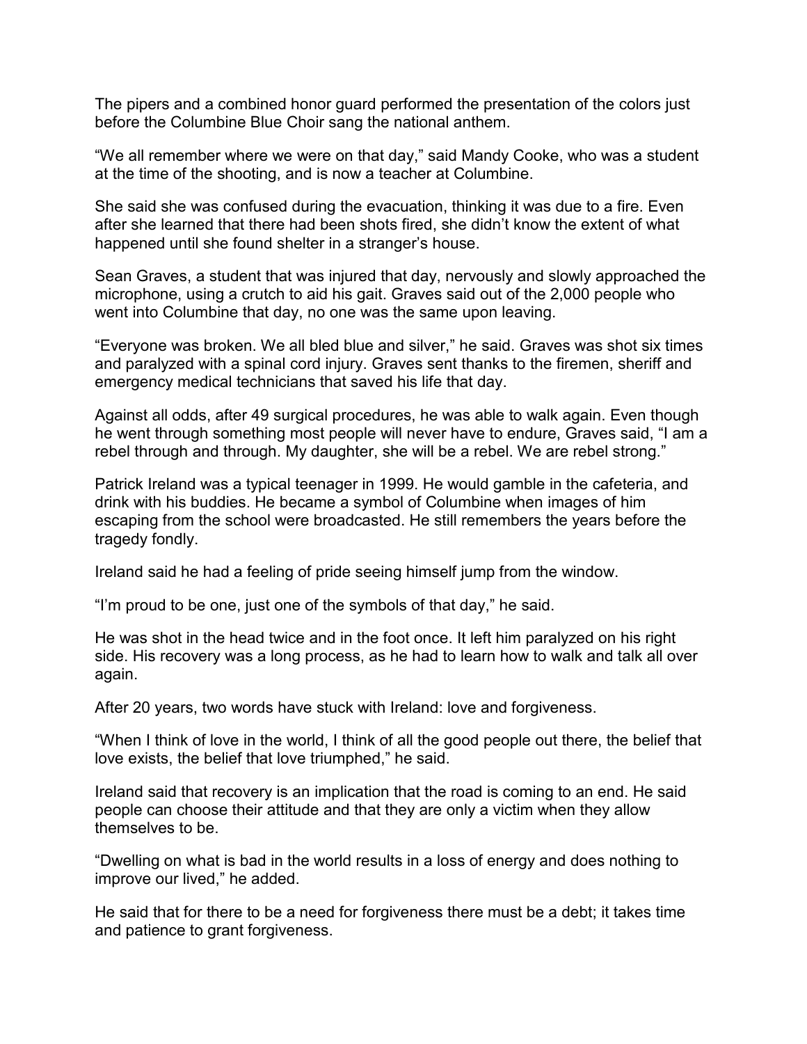The pipers and a combined honor guard performed the presentation of the colors just before the Columbine Blue Choir sang the national anthem.

“We all remember where we were on that day,” said Mandy Cooke, who was a student at the time of the shooting, and is now a teacher at Columbine.

She said she was confused during the evacuation, thinking it was due to a fire. Even after she learned that there had been shots fired, she didn’t know the extent of what happened until she found shelter in a stranger’s house.

Sean Graves, a student that was injured that day, nervously and slowly approached the microphone, using a crutch to aid his gait. Graves said out of the 2,000 people who went into Columbine that day, no one was the same upon leaving.

“Everyone was broken. We all bled blue and silver,” he said. Graves was shot six times and paralyzed with a spinal cord injury. Graves sent thanks to the firemen, sheriff and emergency medical technicians that saved his life that day.

Against all odds, after 49 surgical procedures, he was able to walk again. Even though he went through something most people will never have to endure, Graves said, “I am a rebel through and through. My daughter, she will be a rebel. We are rebel strong.”

Patrick Ireland was a typical teenager in 1999. He would gamble in the cafeteria, and drink with his buddies. He became a symbol of Columbine when images of him escaping from the school were broadcasted. He still remembers the years before the tragedy fondly.

Ireland said he had a feeling of pride seeing himself jump from the window.

“I’m proud to be one, just one of the symbols of that day,” he said.

He was shot in the head twice and in the foot once. It left him paralyzed on his right side. His recovery was a long process, as he had to learn how to walk and talk all over again.

After 20 years, two words have stuck with Ireland: love and forgiveness.

“When I think of love in the world, I think of all the good people out there, the belief that love exists, the belief that love triumphed,” he said.

Ireland said that recovery is an implication that the road is coming to an end. He said people can choose their attitude and that they are only a victim when they allow themselves to be.

“Dwelling on what is bad in the world results in a loss of energy and does nothing to improve our lived,” he added.

He said that for there to be a need for forgiveness there must be a debt; it takes time and patience to grant forgiveness.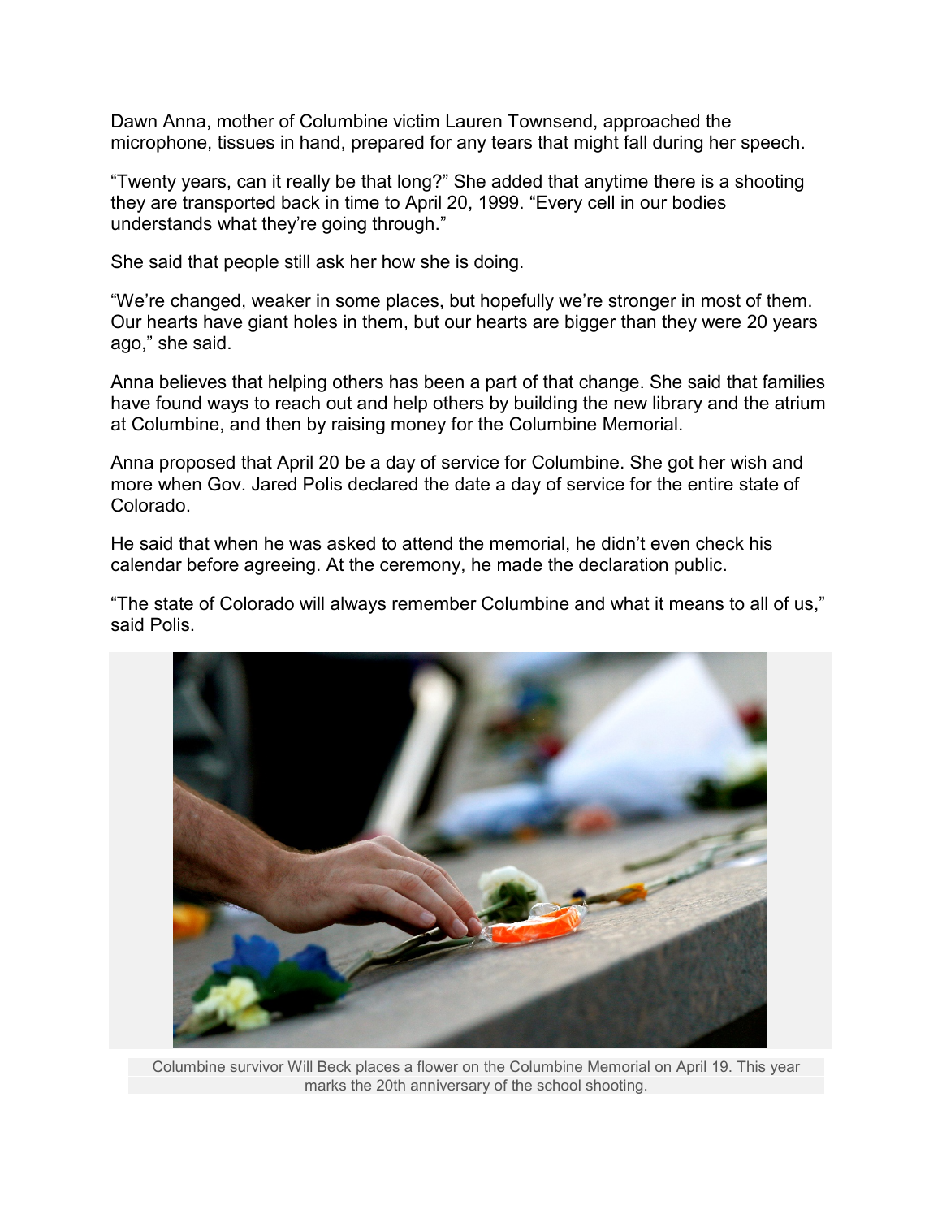Dawn Anna, mother of Columbine victim Lauren Townsend, approached the microphone, tissues in hand, prepared for any tears that might fall during her speech.

"Twenty years, can it really be that long?" She added that anytime there is a shooting they are transported back in time to April 20, 1999. "Every cell in our bodies understands what they're going through."

She said that people still ask her how she is doing.

"We're changed, weaker in some places, but hopefully we're stronger in most of them. Our hearts have giant holes in them, but our hearts are bigger than they were 20 years ago," she said.

Anna believes that helping others has been a part of that change. She said that families have found ways to reach out and help others by building the new library and the atrium at Columbine, and then by raising money for the Columbine Memorial.

Anna proposed that April 20 be a day of service for Columbine. She got her wish and more when Gov. Jared Polis declared the date a day of service for the entire state of Colorado.

He said that when he was asked to attend the memorial, he didn't even check his calendar before agreeing. At the ceremony, he made the declaration public.

"The state of Colorado will always remember Columbine and what it means to all of us," said Polis.

Columbine survivor Will Beck places a flower on the Columbine Memorial on April 19. This year marks the 20th anniversary of the school shooting.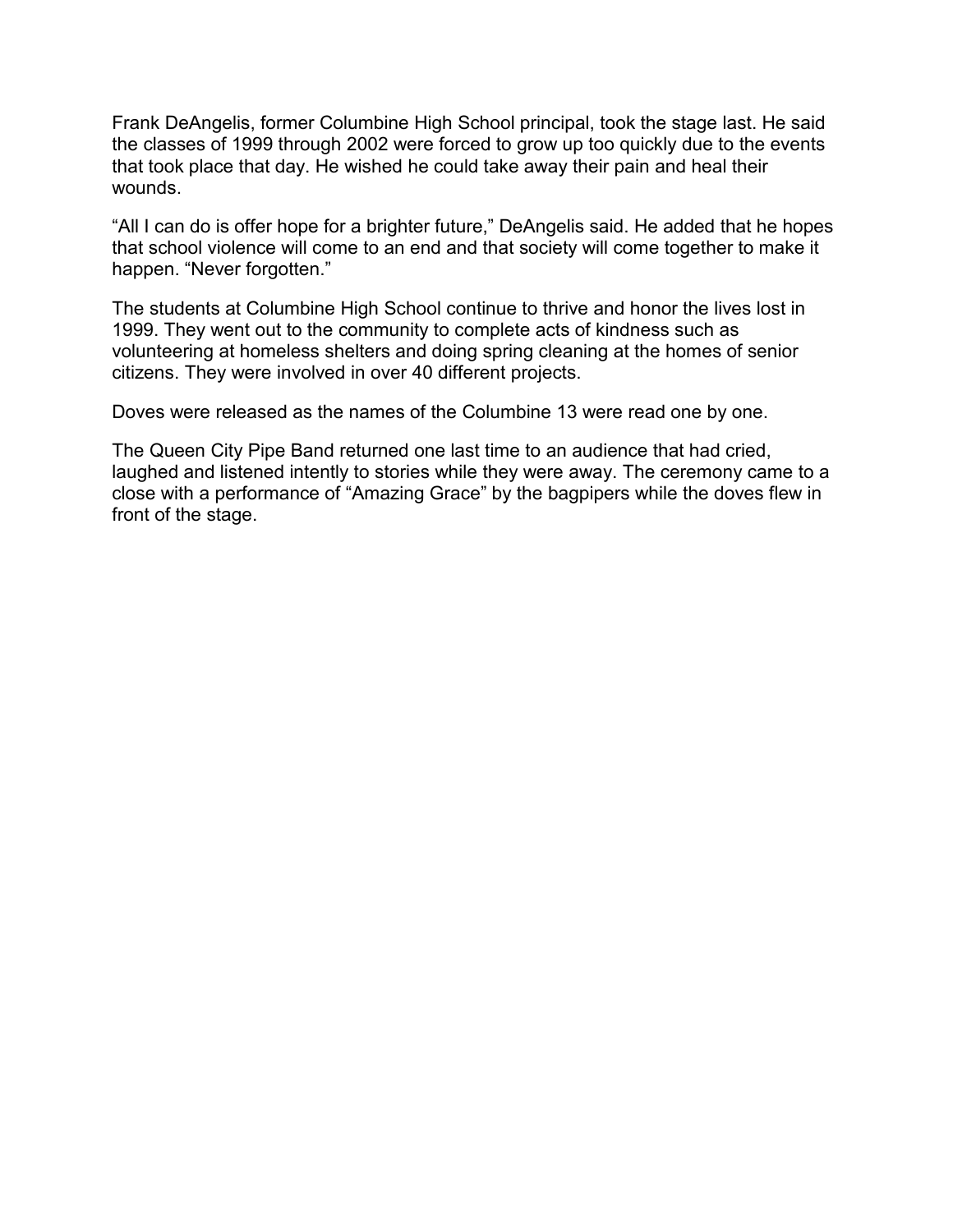Frank DeAngelis, former Columbine High School principal, took the stage last. He said the classes of 1999 through 2002 were forced to grow up too quickly due to the events that took place that day. He wished he could take away their pain and heal their wounds.

“All I can do is offer hope for a brighter future,” DeAngelis said. He added that he hopes that school violence will come to an end and that society will come together to make it happen. “Never forgotten.”

The students at Columbine High School continue to thrive and honor the lives lost in 1999. They went out to the community to complete acts of kindness such as volunteering at homeless shelters and doing spring cleaning at the homes of senior citizens. They were involved in over 40 different projects.

Doves were released as the names of the Columbine 13 were read one by one.

The Queen City Pipe Band returned one last time to an audience that had cried, laughed and listened intently to stories while they were away. The ceremony came to a close with a performance of “Amazing Grace” by the bagpipers while the doves flew in front of the stage.